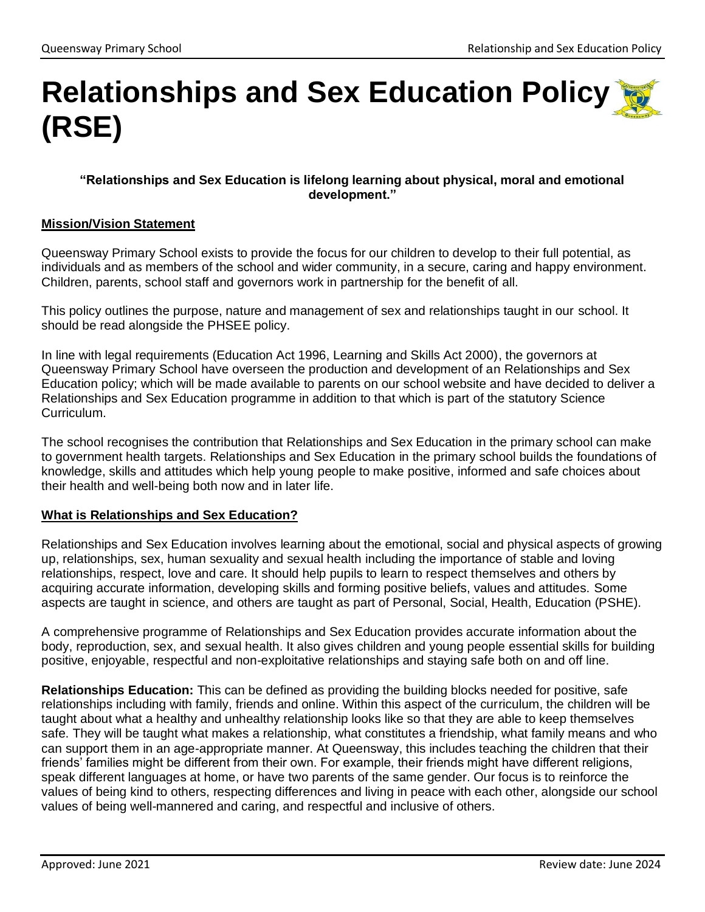# Relationships and Sex Education Policy (RSE)

**"Relationships and Sex Education is lifelong learning about physical, moral and emotional development."**

## Mission/Vision Statement

Queensway Primary School exists to provide the focus for our children to develop to their full potential, as individuals and as members of the school and wider community, in a secure, caring and happy environment. Children, parents, school staff and governors work in partnership for the benefit of all.

This policy outlines the purpose, nature and management of sex and relationships taught in our school. It should be read alongside the PHSEE policy.

In line with legal requirements (Education Act 1996, Learning and Skills Act 2000), the governors at Queensway Primary School have overseen the production and development of an Relationships and Sex Education policy; which will be made available to parents on our school website and have decided to deliver a Relationships and Sex Education programme in addition to that which is part of the statutory Science Curriculum.

The school recognises the contribution that Relationships and Sex Education in the primary school can make to government health targets. Relationships and Sex Education in the primary school builds the foundations of knowledge, skills and attitudes which help young people to make positive, informed and safe choices about their health and well-being both now and in later life.

## What is Relationships and Sex Education?

Relationships and Sex Education involves learning about the emotional, social and physical aspects of growing up, relationships, sex, human sexuality and sexual health including the importance of stable and loving relationships, respect, love and care. It should help pupils to learn to respect themselves and others by acquiring accurate information, developing skills and forming positive beliefs, values and attitudes. Some aspects are taught in science, and others are taught as part of Personal, Social, Health, Education (PSHE).

A comprehensive programme of Relationships and Sex Education provides accurate information about the body, reproduction, sex, and sexual health. It also gives children and young people essential skills for building positive, enjoyable, respectful and non-exploitative relationships and staying safe both on and off line.

**Relationships Education:** This can be defined as providing the building blocks needed for positive, safe relationships including with family, friends and online. Within this aspect of the curriculum, the children will be taught about what a healthy and unhealthy relationship looks like so that they are able to keep themselves safe. They will be taught what makes a relationship, what constitutes a friendship, what family means and who can support them in an age-appropriate manner. At Queensway, this includes teaching the children that their friends' families might be different from their own. For example, their friends might have different religions, speak different languages at home, or have two parents of the same gender. Our focus is to reinforce the values of being kind to others, respecting differences and living in peace with each other, alongside our school values of being well-mannered and caring, and respectful and inclusive of others.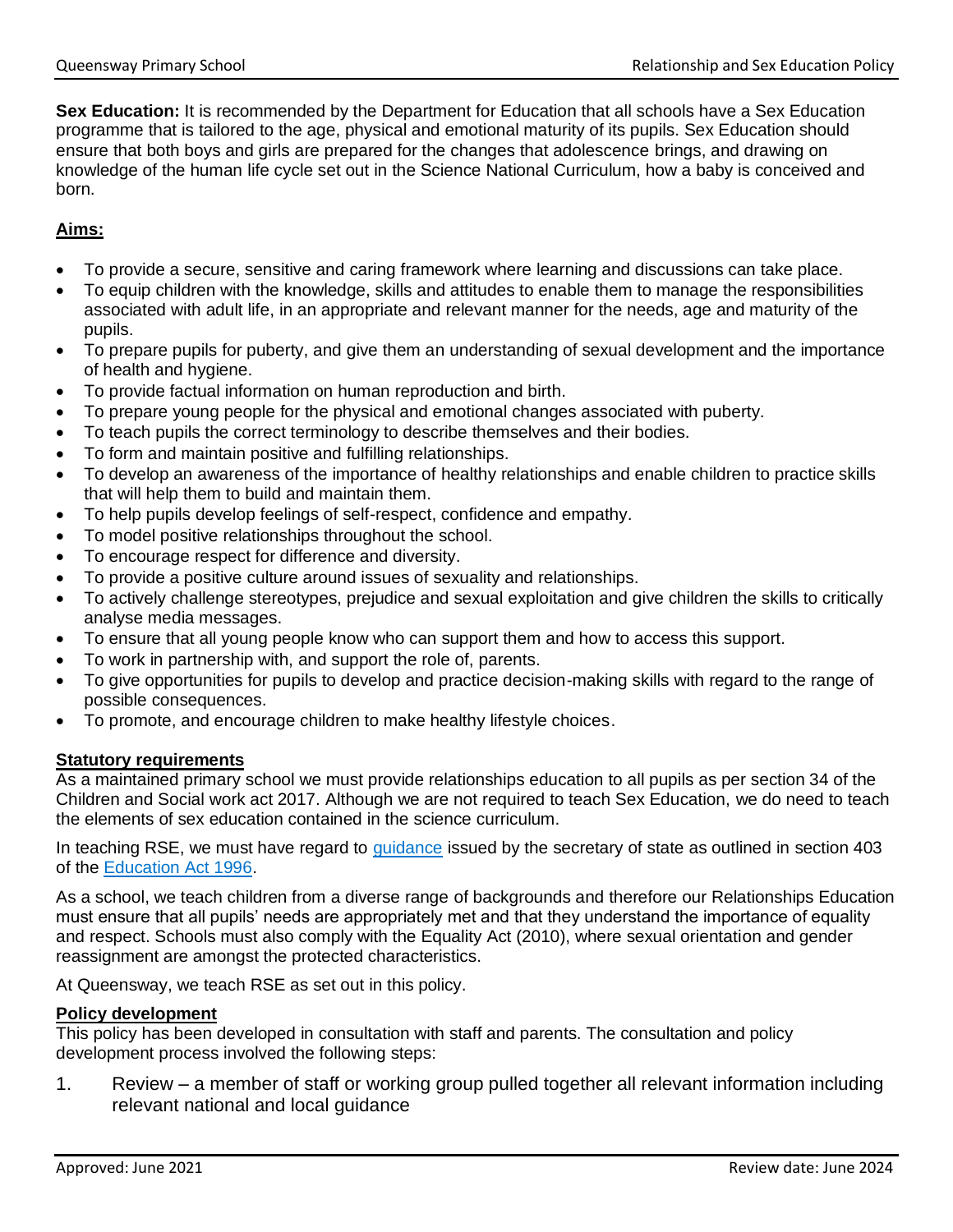**Sex Education:** It is recommended by the Department for Education that all schools have a Sex Education programme that is tailored to the age, physical and emotional maturity of its pupils. Sex Education should ensure that both boys and girls are prepared for the changes that adolescence brings, and drawing on knowledge of the human life cycle set out in the Science National Curriculum, how a baby is conceived and born.

## Aims:

- To provide a secure, sensitive and caring framework where learning and discussions can take place.
- To equip children with the knowledge, skills and attitudes to enable them to manage the responsibilities associated with adult life, in an appropriate and relevant manner for the needs, age and maturity of the pupils.
- To prepare pupils for puberty, and give them an understanding of sexual development and the importance of health and hygiene.
- To provide factual information on human reproduction and birth.
- To prepare young people for the physical and emotional changes associated with puberty.
- To teach pupils the correct terminology to describe themselves and their bodies.
- To form and maintain positive and fulfilling relationships.
- To develop an awareness of the importance of healthy relationships and enable children to practice skills that will help them to build and maintain them.
- To help pupils develop feelings of self-respect, confidence and empathy.
- To model positive relationships throughout the school.
- To encourage respect for difference and diversity.
- To provide a positive culture around issues of sexuality and relationships.
- To actively challenge stereotypes, prejudice and sexual exploitation and give children the skills to critically analyse media messages.
- To ensure that all young people know who can support them and how to access this support.
- To work in partnership with, and support the role of, parents.
- To give opportunities for pupils to develop and practice decision-making skills with regard to the range of possible consequences.
- To promote, and encourage children to make healthy lifestyle choices.

## Statutory requirements

As a maintained primary school we must provide relationships education to all pupils as per section 34 of the Children and Social work act 2017. Although we are not required to teach Sex Education, we do need to teach the elements of sex education contained in the science curriculum.

In teaching RSE, we must have regard to guidance issued by the secretary of state as outlined in section 403 of the Education Act 1996.

As a school, we teach children from a diverse range of backgrounds and therefore our Relationships Education must ensure that all pupils' needs are appropriately met and that they understand the importance of equality and respect. Schools must also comply with the Equality Act (2010), where sexual orientation and gender reassignment are amongst the protected characteristics.

At Queensway, we teach RSE as set out in this policy.

## Policy development

This policy has been developed in consultation with staff and parents. The consultation and policy development process involved the following steps:

1. Review – a member of staff or working group pulled together all relevant information including relevant national and local guidance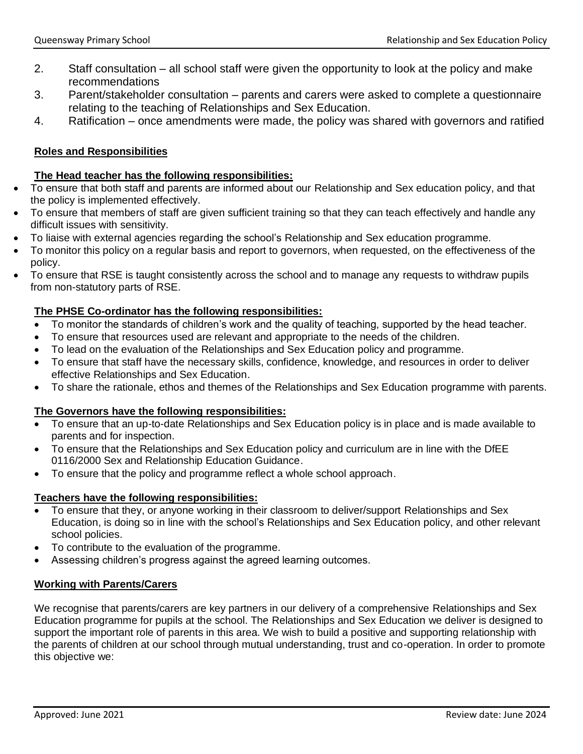2. Staff consultation – all school staff were given the opportunity to look at the policy and make recommendations
3. Parent/stakeholder consultation – parents and carers were asked to complete a questionnaire relating to the teaching of Relationships and Sex Education.
4. Ratification – once amendments were made, the policy was shared with governors and ratified

## Roles and Responsibilities

### The Head teacher has the following responsibilities:

- To ensure that both staff and parents are informed about our Relationship and Sex education policy, and that the policy is implemented effectively.
- To ensure that members of staff are given sufficient training so that they can teach effectively and handle any difficult issues with sensitivity.
- To liaise with external agencies regarding the school's Relationship and Sex education programme.
- To monitor this policy on a regular basis and report to governors, when requested, on the effectiveness of the policy.
- To ensure that RSE is taught consistently across the school and to manage any requests to withdraw pupils from non-statutory parts of RSE.

### The PHSE Co-ordinator has the following responsibilities:

- To monitor the standards of children's work and the quality of teaching, supported by the head teacher.
- To ensure that resources used are relevant and appropriate to the needs of the children.
- To lead on the evaluation of the Relationships and Sex Education policy and programme.
- To ensure that staff have the necessary skills, confidence, knowledge, and resources in order to deliver effective Relationships and Sex Education.
- To share the rationale, ethos and themes of the Relationships and Sex Education programme with parents.

### The Governors have the following responsibilities:

- To ensure that an up-to-date Relationships and Sex Education policy is in place and is made available to parents and for inspection.
- To ensure that the Relationships and Sex Education policy and curriculum are in line with the DfEE 0116/2000 Sex and Relationship Education Guidance.
- To ensure that the policy and programme reflect a whole school approach.

### Teachers have the following responsibilities:

- To ensure that they, or anyone working in their classroom to deliver/support Relationships and Sex Education, is doing so in line with the school's Relationships and Sex Education policy, and other relevant school policies.
- To contribute to the evaluation of the programme.
- Assessing children's progress against the agreed learning outcomes.

## Working with Parents/Carers

We recognise that parents/carers are key partners in our delivery of a comprehensive Relationships and Sex Education programme for pupils at the school. The Relationships and Sex Education we deliver is designed to support the important role of parents in this area. We wish to build a positive and supporting relationship with the parents of children at our school through mutual understanding, trust and co-operation. In order to promote this objective we: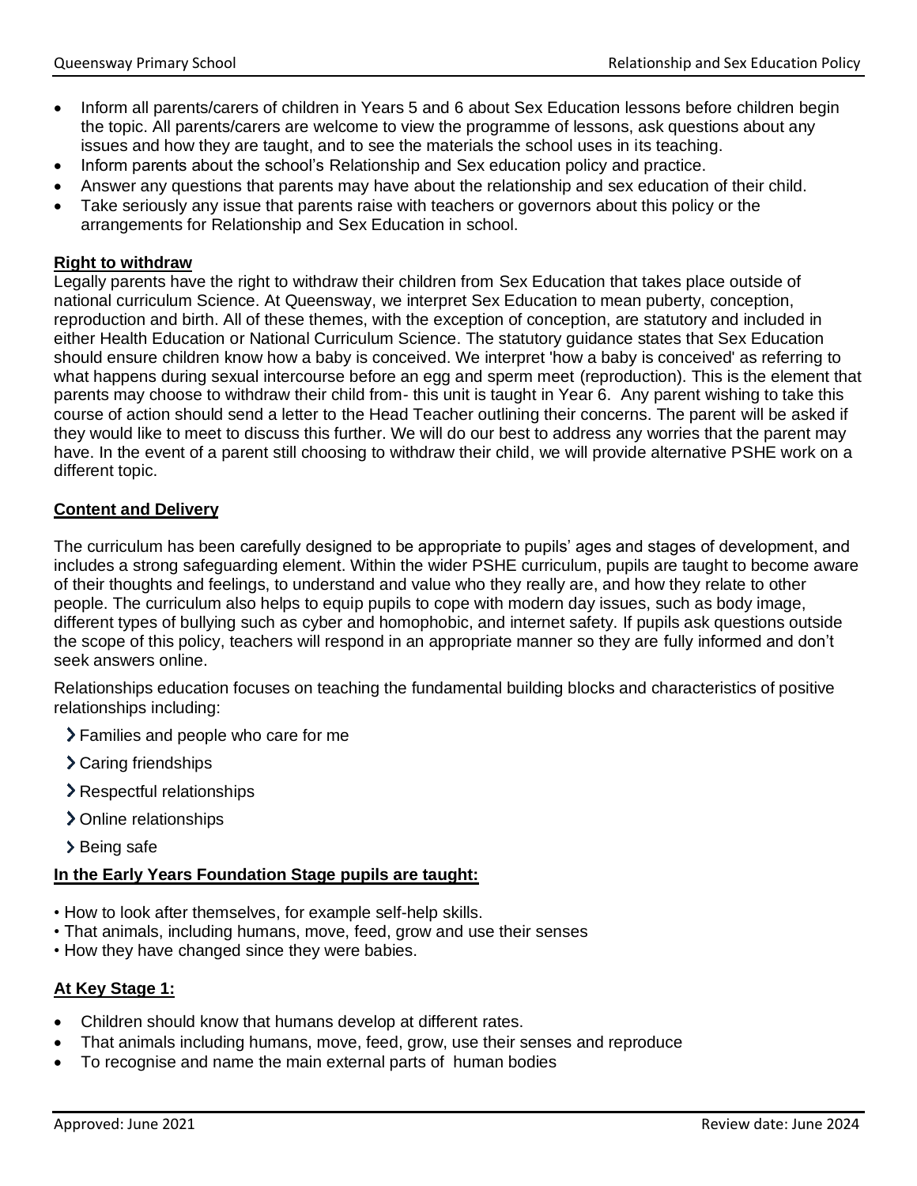- Inform all parents/carers of children in Years 5 and 6 about Sex Education lessons before children begin the topic. All parents/carers are welcome to view the programme of lessons, ask questions about any issues and how they are taught, and to see the materials the school uses in its teaching.
- Inform parents about the school's Relationship and Sex education policy and practice.
- Answer any questions that parents may have about the relationship and sex education of their child.
- Take seriously any issue that parents raise with teachers or governors about this policy or the arrangements for Relationship and Sex Education in school.

**Right to withdraw**

Legally parents have the right to withdraw their children from Sex Education that takes place outside of national curriculum Science. At Queensway, we interpret Sex Education to mean puberty, conception, reproduction and birth. All of these themes, with the exception of conception, are statutory and included in either Health Education or National Curriculum Science. The statutory guidance states that Sex Education should ensure children know how a baby is conceived. We interpret 'how a baby is conceived' as referring to what happens during sexual intercourse before an egg and sperm meet (reproduction). This is the element that parents may choose to withdraw their child from- this unit is taught in Year 6. Any parent wishing to take this course of action should send a letter to the Head Teacher outlining their concerns. The parent will be asked if they would like to meet to discuss this further. We will do our best to address any worries that the parent may have. In the event of a parent still choosing to withdraw their child, we will provide alternative PSHE work on a different topic.

**Content and Delivery**

The curriculum has been carefully designed to be appropriate to pupils' ages and stages of development, and includes a strong safeguarding element. Within the wider PSHE curriculum, pupils are taught to become aware of their thoughts and feelings, to understand and value who they really are, and how they relate to other people. The curriculum also helps to equip pupils to cope with modern day issues, such as body image, different types of bullying such as cyber and homophobic, and internet safety. If pupils ask questions outside the scope of this policy, teachers will respond in an appropriate manner so they are fully informed and don't seek answers online.

Relationships education focuses on teaching the fundamental building blocks and characteristics of positive relationships including:

- Families and people who care for me
- Caring friendships
- Respectful relationships
- Online relationships
- Being safe

**In the Early Years Foundation Stage pupils are taught:**

- How to look after themselves, for example self-help skills.
- That animals, including humans, move, feed, grow and use their senses
- How they have changed since they were babies.

**At Key Stage 1:**

- Children should know that humans develop at different rates.
- That animals including humans, move, feed, grow, use their senses and reproduce
- To recognise and name the main external parts of human bodies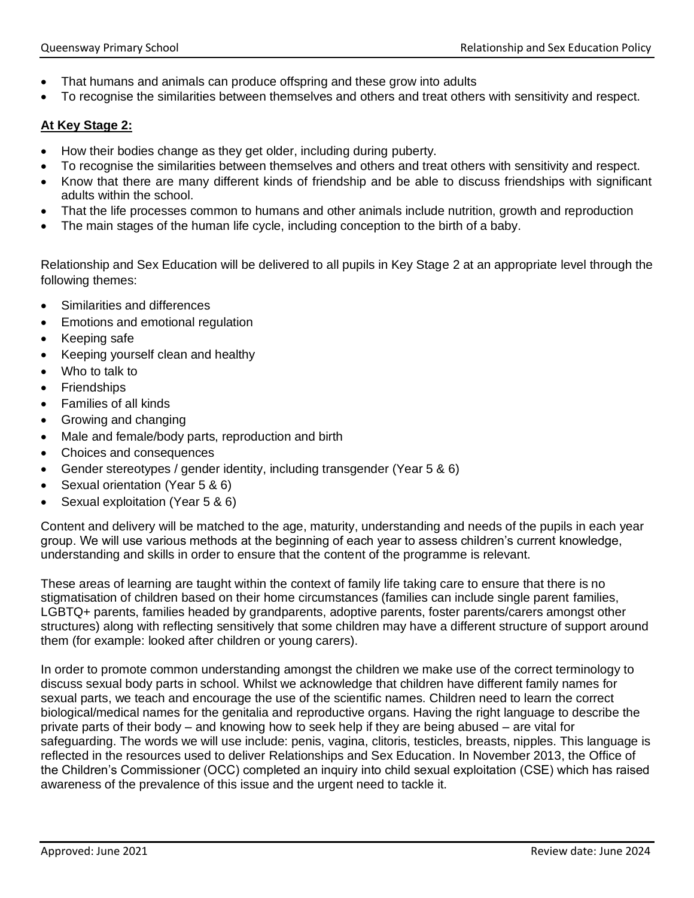- That humans and animals can produce offspring and these grow into adults
- To recognise the similarities between themselves and others and treat others with sensitivity and respect.

**At Key Stage 2:**

- How their bodies change as they get older, including during puberty.
- To recognise the similarities between themselves and others and treat others with sensitivity and respect.
- Know that there are many different kinds of friendship and be able to discuss friendships with significant adults within the school.
- That the life processes common to humans and other animals include nutrition, growth and reproduction
- The main stages of the human life cycle, including conception to the birth of a baby.

Relationship and Sex Education will be delivered to all pupils in Key Stage 2 at an appropriate level through the following themes:

- Similarities and differences
- Emotions and emotional regulation
- Keeping safe
- Keeping yourself clean and healthy
- Who to talk to
- Friendships
- Families of all kinds
- Growing and changing
- Male and female/body parts, reproduction and birth
- Choices and consequences
- Gender stereotypes / gender identity, including transgender (Year 5 & 6)
- Sexual orientation (Year 5 & 6)
- Sexual exploitation (Year 5 & 6)

Content and delivery will be matched to the age, maturity, understanding and needs of the pupils in each year group. We will use various methods at the beginning of each year to assess children's current knowledge, understanding and skills in order to ensure that the content of the programme is relevant.

These areas of learning are taught within the context of family life taking care to ensure that there is no stigmatisation of children based on their home circumstances (families can include single parent families, LGBTQ+ parents, families headed by grandparents, adoptive parents, foster parents/carers amongst other structures) along with reflecting sensitively that some children may have a different structure of support around them (for example: looked after children or young carers).

In order to promote common understanding amongst the children we make use of the correct terminology to discuss sexual body parts in school. Whilst we acknowledge that children have different family names for sexual parts, we teach and encourage the use of the scientific names. Children need to learn the correct biological/medical names for the genitalia and reproductive organs. Having the right language to describe the private parts of their body – and knowing how to seek help if they are being abused – are vital for safeguarding. The words we will use include: penis, vagina, clitoris, testicles, breasts, nipples. This language is reflected in the resources used to deliver Relationships and Sex Education. In November 2013, the Office of the Children's Commissioner (OCC) completed an inquiry into child sexual exploitation (CSE) which has raised awareness of the prevalence of this issue and the urgent need to tackle it.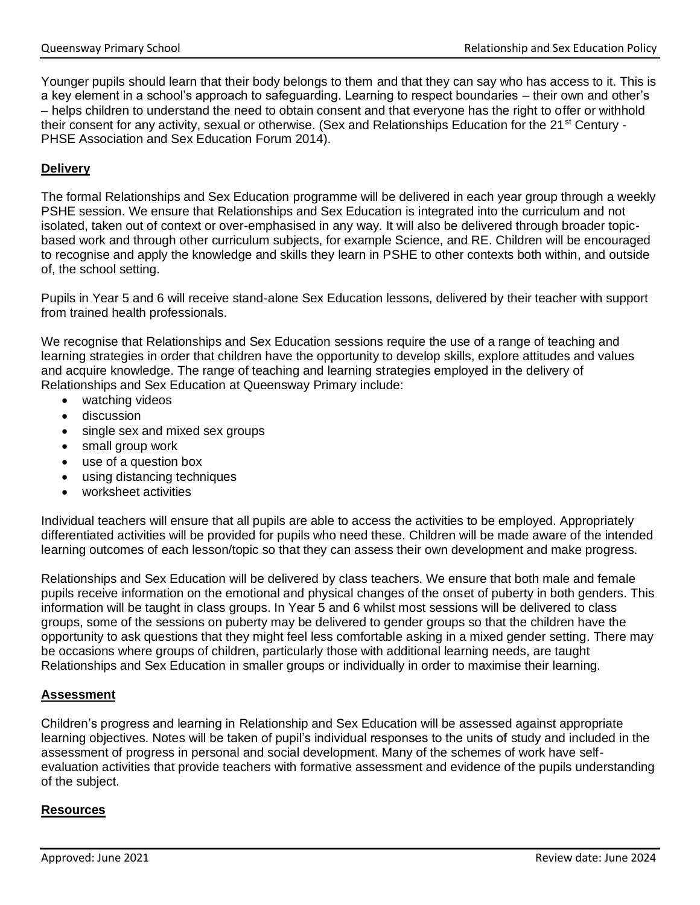Younger pupils should learn that their body belongs to them and that they can say who has access to it. This is a key element in a school's approach to safeguarding. Learning to respect boundaries – their own and other's – helps children to understand the need to obtain consent and that everyone has the right to offer or withhold their consent for any activity, sexual or otherwise. (Sex and Relationships Education for the 21st Century - PHSE Association and Sex Education Forum 2014).

## **Delivery**

The formal Relationships and Sex Education programme will be delivered in each year group through a weekly PSHE session. We ensure that Relationships and Sex Education is integrated into the curriculum and not isolated, taken out of context or over-emphasised in any way. It will also be delivered through broader topic-based work and through other curriculum subjects, for example Science, and RE. Children will be encouraged to recognise and apply the knowledge and skills they learn in PSHE to other contexts both within, and outside of, the school setting.

Pupils in Year 5 and 6 will receive stand-alone Sex Education lessons, delivered by their teacher with support from trained health professionals.

We recognise that Relationships and Sex Education sessions require the use of a range of teaching and learning strategies in order that children have the opportunity to develop skills, explore attitudes and values and acquire knowledge. The range of teaching and learning strategies employed in the delivery of Relationships and Sex Education at Queensway Primary include:

- watching videos
- discussion
- single sex and mixed sex groups
- small group work
- use of a question box
- using distancing techniques
- worksheet activities

Individual teachers will ensure that all pupils are able to access the activities to be employed. Appropriately differentiated activities will be provided for pupils who need these. Children will be made aware of the intended learning outcomes of each lesson/topic so that they can assess their own development and make progress.

Relationships and Sex Education will be delivered by class teachers. We ensure that both male and female pupils receive information on the emotional and physical changes of the onset of puberty in both genders. This information will be taught in class groups. In Year 5 and 6 whilst most sessions will be delivered to class groups, some of the sessions on puberty may be delivered to gender groups so that the children have the opportunity to ask questions that they might feel less comfortable asking in a mixed gender setting. There may be occasions where groups of children, particularly those with additional learning needs, are taught Relationships and Sex Education in smaller groups or individually in order to maximise their learning.

## **Assessment**

Children's progress and learning in Relationship and Sex Education will be assessed against appropriate learning objectives. Notes will be taken of pupil's individual responses to the units of study and included in the assessment of progress in personal and social development. Many of the schemes of work have self-evaluation activities that provide teachers with formative assessment and evidence of the pupils understanding of the subject.

## **Resources**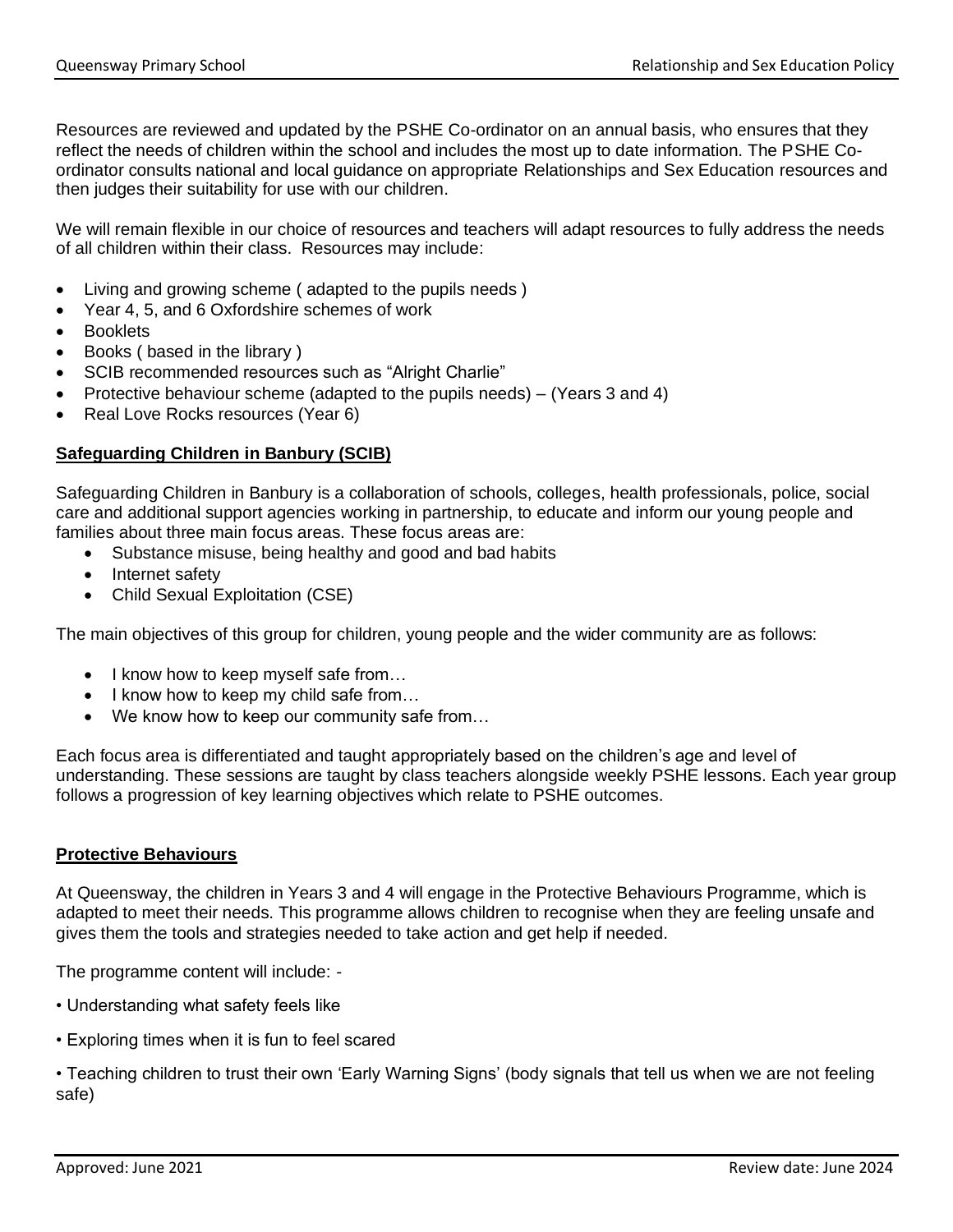Resources are reviewed and updated by the PSHE Co-ordinator on an annual basis, who ensures that they reflect the needs of children within the school and includes the most up to date information. The PSHE Co-ordinator consults national and local guidance on appropriate Relationships and Sex Education resources and then judges their suitability for use with our children.

We will remain flexible in our choice of resources and teachers will adapt resources to fully address the needs of all children within their class. Resources may include:

- Living and growing scheme ( adapted to the pupils needs )
- Year 4, 5, and 6 Oxfordshire schemes of work
- Booklets
- Books ( based in the library )
- SCIB recommended resources such as "Alright Charlie"
- Protective behaviour scheme (adapted to the pupils needs) – (Years 3 and 4)
- Real Love Rocks resources (Year 6)

## Safeguarding Children in Banbury (SCIB)

Safeguarding Children in Banbury is a collaboration of schools, colleges, health professionals, police, social care and additional support agencies working in partnership, to educate and inform our young people and families about three main focus areas. These focus areas are:

- Substance misuse, being healthy and good and bad habits
- Internet safety
- Child Sexual Exploitation (CSE)

The main objectives of this group for children, young people and the wider community are as follows:

- I know how to keep myself safe from…
- I know how to keep my child safe from…
- We know how to keep our community safe from…

Each focus area is differentiated and taught appropriately based on the children's age and level of understanding. These sessions are taught by class teachers alongside weekly PSHE lessons. Each year group follows a progression of key learning objectives which relate to PSHE outcomes.

## Protective Behaviours

At Queensway, the children in Years 3 and 4 will engage in the Protective Behaviours Programme, which is adapted to meet their needs. This programme allows children to recognise when they are feeling unsafe and gives them the tools and strategies needed to take action and get help if needed.

The programme content will include: -

- Understanding what safety feels like
- Exploring times when it is fun to feel scared
- Teaching children to trust their own 'Early Warning Signs' (body signals that tell us when we are not feeling safe)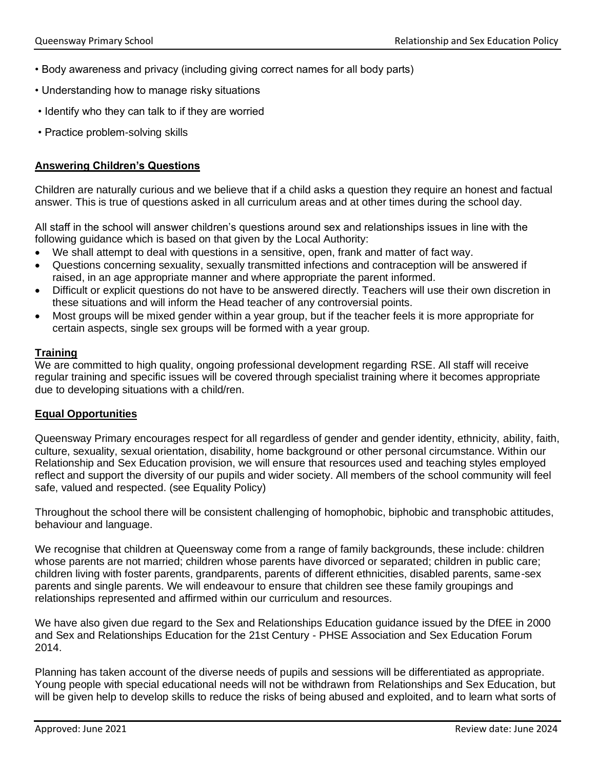- Body awareness and privacy (including giving correct names for all body parts)
- Understanding how to manage risky situations
- Identify who they can talk to if they are worried
- Practice problem-solving skills

**Answering Children's Questions**

Children are naturally curious and we believe that if a child asks a question they require an honest and factual answer. This is true of questions asked in all curriculum areas and at other times during the school day.

All staff in the school will answer children's questions around sex and relationships issues in line with the following guidance which is based on that given by the Local Authority:

- We shall attempt to deal with questions in a sensitive, open, frank and matter of fact way.
- Questions concerning sexuality, sexually transmitted infections and contraception will be answered if raised, in an age appropriate manner and where appropriate the parent informed.
- Difficult or explicit questions do not have to be answered directly. Teachers will use their own discretion in these situations and will inform the Head teacher of any controversial points.
- Most groups will be mixed gender within a year group, but if the teacher feels it is more appropriate for certain aspects, single sex groups will be formed with a year group.

**Training**

We are committed to high quality, ongoing professional development regarding RSE. All staff will receive regular training and specific issues will be covered through specialist training where it becomes appropriate due to developing situations with a child/ren.

**Equal Opportunities**

Queensway Primary encourages respect for all regardless of gender and gender identity, ethnicity, ability, faith, culture, sexuality, sexual orientation, disability, home background or other personal circumstance. Within our Relationship and Sex Education provision, we will ensure that resources used and teaching styles employed reflect and support the diversity of our pupils and wider society. All members of the school community will feel safe, valued and respected. (see Equality Policy)

Throughout the school there will be consistent challenging of homophobic, biphobic and transphobic attitudes, behaviour and language.

We recognise that children at Queensway come from a range of family backgrounds, these include: children whose parents are not married; children whose parents have divorced or separated; children in public care; children living with foster parents, grandparents, parents of different ethnicities, disabled parents, same-sex parents and single parents. We will endeavour to ensure that children see these family groupings and relationships represented and affirmed within our curriculum and resources.

We have also given due regard to the Sex and Relationships Education guidance issued by the DfEE in 2000 and Sex and Relationships Education for the 21st Century - PHSE Association and Sex Education Forum 2014.

Planning has taken account of the diverse needs of pupils and sessions will be differentiated as appropriate. Young people with special educational needs will not be withdrawn from Relationships and Sex Education, but will be given help to develop skills to reduce the risks of being abused and exploited, and to learn what sorts of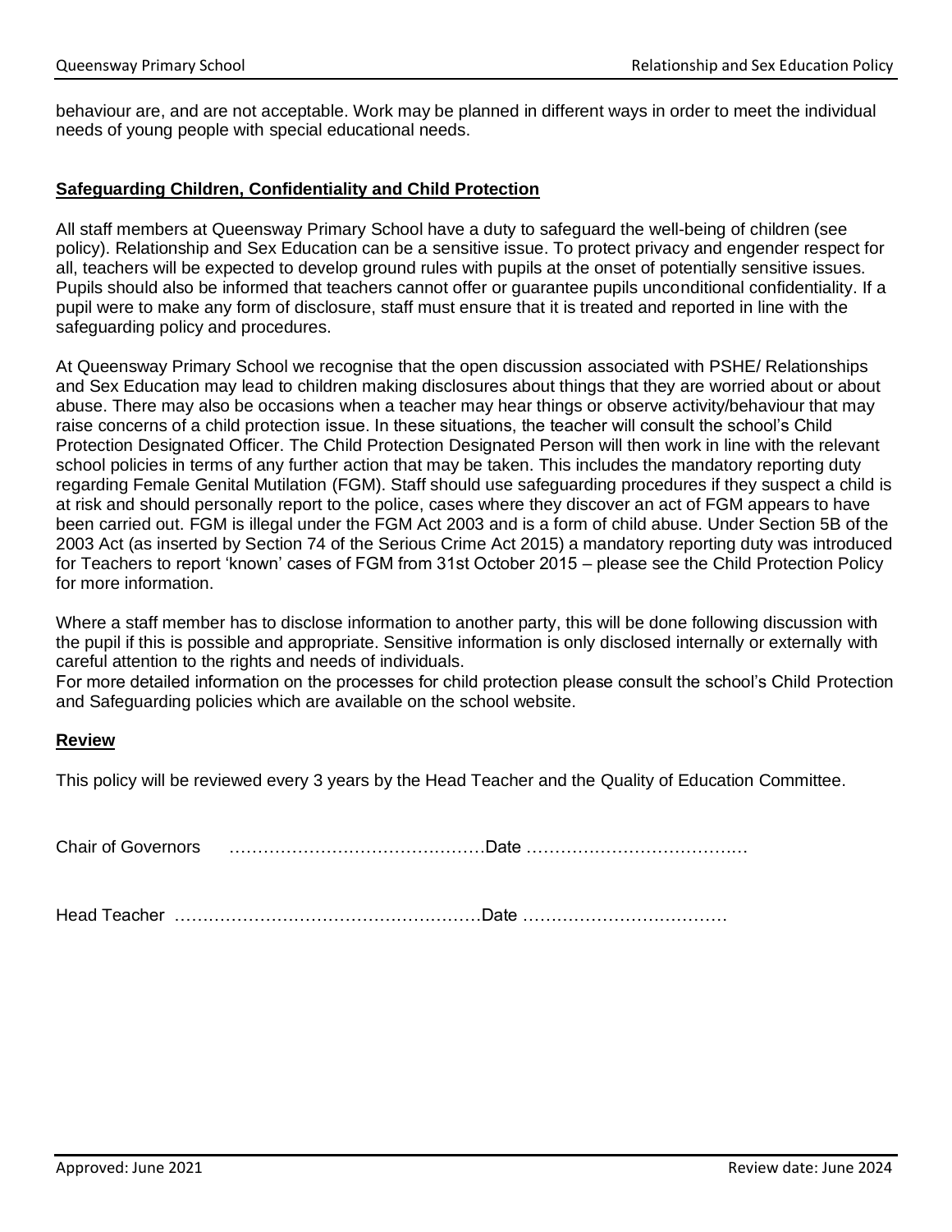behaviour are, and are not acceptable. Work may be planned in different ways in order to meet the individual needs of young people with special educational needs.

## Safeguarding Children, Confidentiality and Child Protection

All staff members at Queensway Primary School have a duty to safeguard the well-being of children (see policy). Relationship and Sex Education can be a sensitive issue. To protect privacy and engender respect for all, teachers will be expected to develop ground rules with pupils at the onset of potentially sensitive issues. Pupils should also be informed that teachers cannot offer or guarantee pupils unconditional confidentiality. If a pupil were to make any form of disclosure, staff must ensure that it is treated and reported in line with the safeguarding policy and procedures.

At Queensway Primary School we recognise that the open discussion associated with PSHE/ Relationships and Sex Education may lead to children making disclosures about things that they are worried about or about abuse. There may also be occasions when a teacher may hear things or observe activity/behaviour that may raise concerns of a child protection issue. In these situations, the teacher will consult the school's Child Protection Designated Officer. The Child Protection Designated Person will then work in line with the relevant school policies in terms of any further action that may be taken. This includes the mandatory reporting duty regarding Female Genital Mutilation (FGM). Staff should use safeguarding procedures if they suspect a child is at risk and should personally report to the police, cases where they discover an act of FGM appears to have been carried out. FGM is illegal under the FGM Act 2003 and is a form of child abuse. Under Section 5B of the 2003 Act (as inserted by Section 74 of the Serious Crime Act 2015) a mandatory reporting duty was introduced for Teachers to report 'known' cases of FGM from 31st October 2015 – please see the Child Protection Policy for more information.

Where a staff member has to disclose information to another party, this will be done following discussion with the pupil if this is possible and appropriate. Sensitive information is only disclosed internally or externally with careful attention to the rights and needs of individuals.
For more detailed information on the processes for child protection please consult the school's Child Protection and Safeguarding policies which are available on the school website.

## Review

This policy will be reviewed every 3 years by the Head Teacher and the Quality of Education Committee.

Chair of Governors ………………………………………Date …………………………………

Head Teacher ………………………………………………Date ………………………………

Approved: June 2021 — Review date: June 2024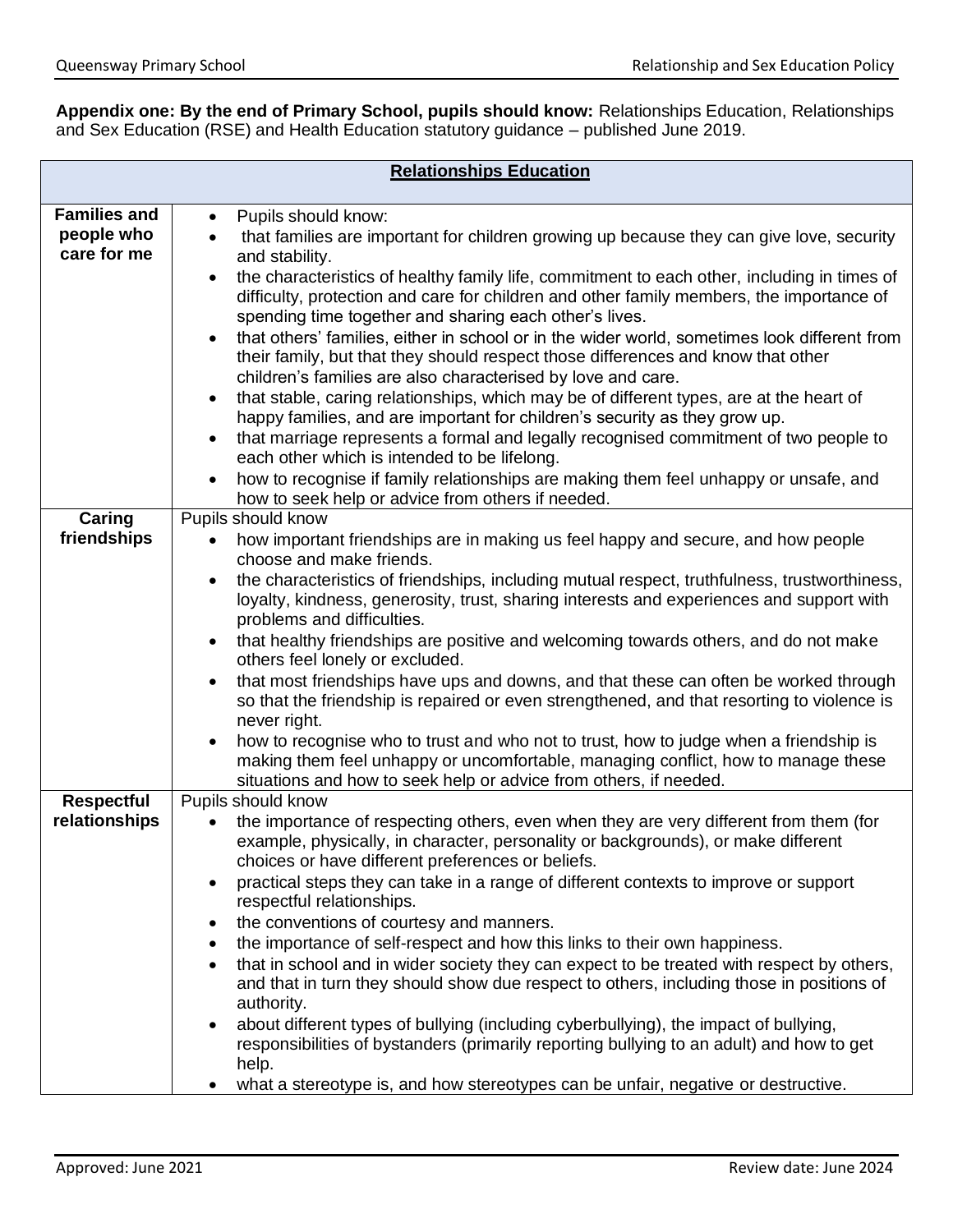**Appendix one: By the end of Primary School, pupils should know:** Relationships Education, Relationships and Sex Education (RSE) and Health Education statutory guidance – published June 2019.

| **Relationships Education** | |
|---|---|
| **Families and people who care for me** | • Pupils should know:<br>• that families are important for children growing up because they can give love, security and stability.<br>• the characteristics of healthy family life, commitment to each other, including in times of difficulty, protection and care for children and other family members, the importance of spending time together and sharing each other's lives.<br>• that others' families, either in school or in the wider world, sometimes look different from their family, but that they should respect those differences and know that other children's families are also characterised by love and care.<br>• that stable, caring relationships, which may be of different types, are at the heart of happy families, and are important for children's security as they grow up.<br>• that marriage represents a formal and legally recognised commitment of two people to each other which is intended to be lifelong.<br>• how to recognise if family relationships are making them feel unhappy or unsafe, and how to seek help or advice from others if needed. |
| **Caring friendships** | Pupils should know<br>• how important friendships are in making us feel happy and secure, and how people choose and make friends.<br>• the characteristics of friendships, including mutual respect, truthfulness, trustworthiness, loyalty, kindness, generosity, trust, sharing interests and experiences and support with problems and difficulties.<br>• that healthy friendships are positive and welcoming towards others, and do not make others feel lonely or excluded.<br>• that most friendships have ups and downs, and that these can often be worked through so that the friendship is repaired or even strengthened, and that resorting to violence is never right.<br>• how to recognise who to trust and who not to trust, how to judge when a friendship is making them feel unhappy or uncomfortable, managing conflict, how to manage these situations and how to seek help or advice from others, if needed. |
| **Respectful relationships** | Pupils should know<br>• the importance of respecting others, even when they are very different from them (for example, physically, in character, personality or backgrounds), or make different choices or have different preferences or beliefs.<br>• practical steps they can take in a range of different contexts to improve or support respectful relationships.<br>• the conventions of courtesy and manners.<br>• the importance of self-respect and how this links to their own happiness.<br>• that in school and in wider society they can expect to be treated with respect by others, and that in turn they should show due respect to others, including those in positions of authority.<br>• about different types of bullying (including cyberbullying), the impact of bullying, responsibilities of bystanders (primarily reporting bullying to an adult) and how to get help.<br>• what a stereotype is, and how stereotypes can be unfair, negative or destructive. |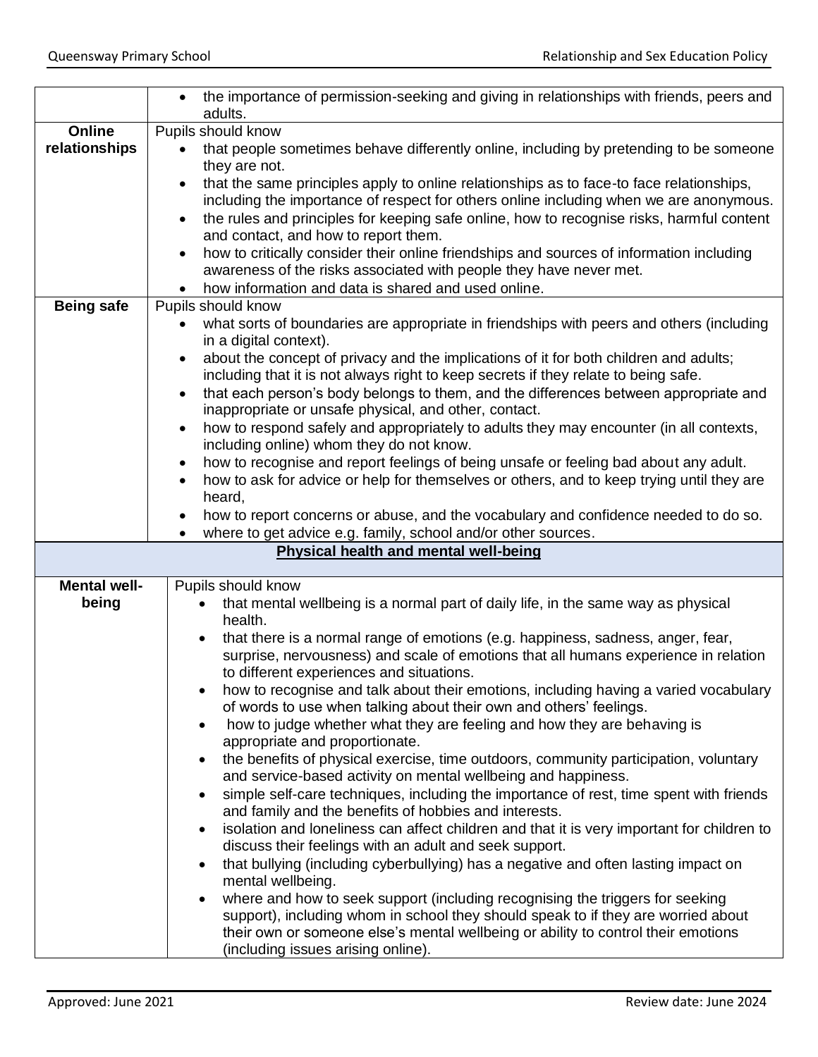| | |
|---|---|
| | • the importance of permission-seeking and giving in relationships with friends, peers and adults. |
| **Online relationships** | Pupils should know<br>• that people sometimes behave differently online, including by pretending to be someone they are not.<br>• that the same principles apply to online relationships as to face-to face relationships, including the importance of respect for others online including when we are anonymous.<br>• the rules and principles for keeping safe online, how to recognise risks, harmful content and contact, and how to report them.<br>• how to critically consider their online friendships and sources of information including awareness of the risks associated with people they have never met.<br>• how information and data is shared and used online. |
| **Being safe** | Pupils should know<br>• what sorts of boundaries are appropriate in friendships with peers and others (including in a digital context).<br>• about the concept of privacy and the implications of it for both children and adults; including that it is not always right to keep secrets if they relate to being safe.<br>• that each person's body belongs to them, and the differences between appropriate and inappropriate or unsafe physical, and other, contact.<br>• how to respond safely and appropriately to adults they may encounter (in all contexts, including online) whom they do not know.<br>• how to recognise and report feelings of being unsafe or feeling bad about any adult.<br>• how to ask for advice or help for themselves or others, and to keep trying until they are heard,<br>• how to report concerns or abuse, and the vocabulary and confidence needed to do so.<br>• where to get advice e.g. family, school and/or other sources. |
| **Physical health and mental well-being** | |
| **Mental well-being** | Pupils should know<br>• that mental wellbeing is a normal part of daily life, in the same way as physical health.<br>• that there is a normal range of emotions (e.g. happiness, sadness, anger, fear, surprise, nervousness) and scale of emotions that all humans experience in relation to different experiences and situations.<br>• how to recognise and talk about their emotions, including having a varied vocabulary of words to use when talking about their own and others' feelings.<br>• how to judge whether what they are feeling and how they are behaving is appropriate and proportionate.<br>• the benefits of physical exercise, time outdoors, community participation, voluntary and service-based activity on mental wellbeing and happiness.<br>• simple self-care techniques, including the importance of rest, time spent with friends and family and the benefits of hobbies and interests.<br>• isolation and loneliness can affect children and that it is very important for children to discuss their feelings with an adult and seek support.<br>• that bullying (including cyberbullying) has a negative and often lasting impact on mental wellbeing.<br>• where and how to seek support (including recognising the triggers for seeking support), including whom in school they should speak to if they are worried about their own or someone else's mental wellbeing or ability to control their emotions (including issues arising online). |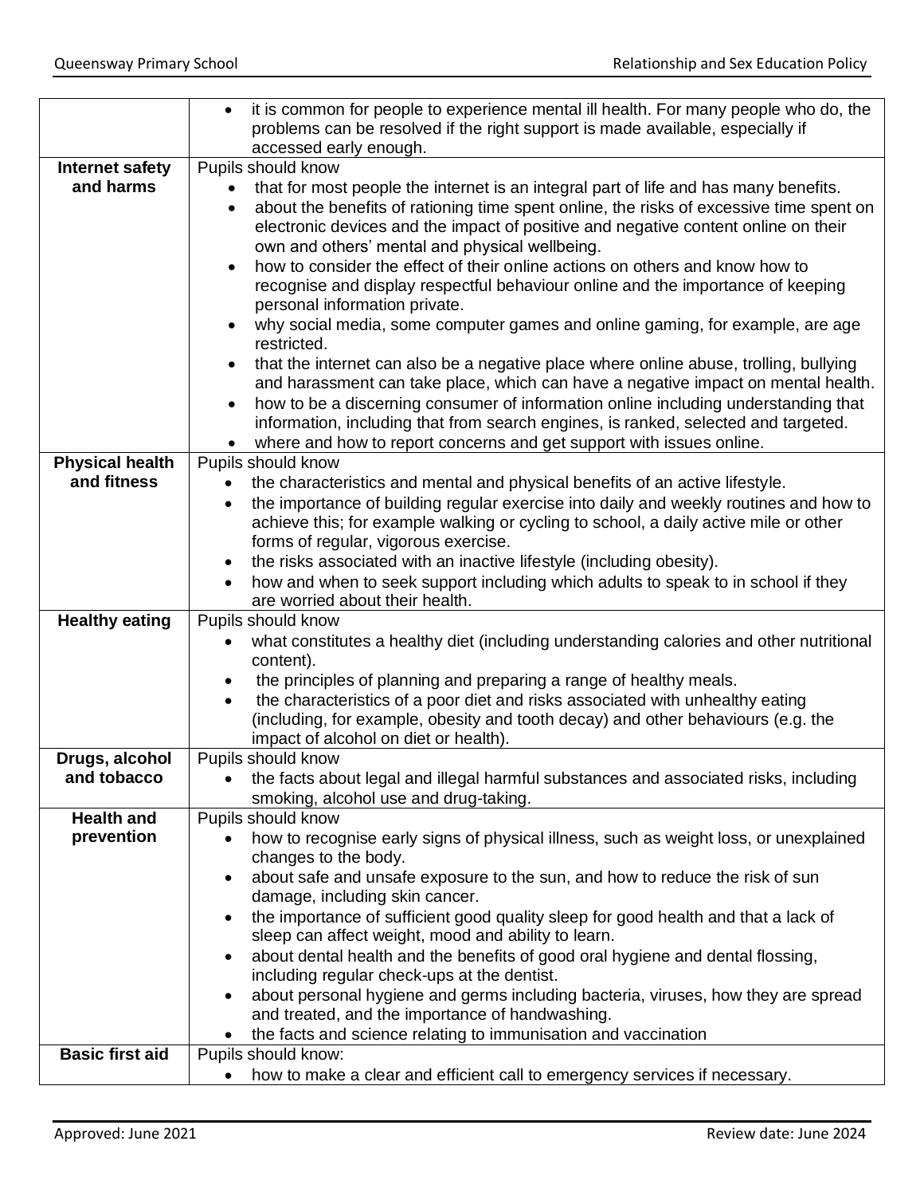| | |
|---|---|
| | • it is common for people to experience mental ill health. For many people who do, the problems can be resolved if the right support is made available, especially if accessed early enough. |
| **Internet safety and harms** | Pupils should know<br>• that for most people the internet is an integral part of life and has many benefits.<br>• about the benefits of rationing time spent online, the risks of excessive time spent on electronic devices and the impact of positive and negative content online on their own and others' mental and physical wellbeing.<br>• how to consider the effect of their online actions on others and know how to recognise and display respectful behaviour online and the importance of keeping personal information private.<br>• why social media, some computer games and online gaming, for example, are age restricted.<br>• that the internet can also be a negative place where online abuse, trolling, bullying and harassment can take place, which can have a negative impact on mental health.<br>• how to be a discerning consumer of information online including understanding that information, including that from search engines, is ranked, selected and targeted.<br>• where and how to report concerns and get support with issues online. |
| **Physical health and fitness** | Pupils should know<br>• the characteristics and mental and physical benefits of an active lifestyle.<br>• the importance of building regular exercise into daily and weekly routines and how to achieve this; for example walking or cycling to school, a daily active mile or other forms of regular, vigorous exercise.<br>• the risks associated with an inactive lifestyle (including obesity).<br>• how and when to seek support including which adults to speak to in school if they are worried about their health. |
| **Healthy eating** | Pupils should know<br>• what constitutes a healthy diet (including understanding calories and other nutritional content).<br>• the principles of planning and preparing a range of healthy meals.<br>• the characteristics of a poor diet and risks associated with unhealthy eating (including, for example, obesity and tooth decay) and other behaviours (e.g. the impact of alcohol on diet or health). |
| **Drugs, alcohol and tobacco** | Pupils should know<br>• the facts about legal and illegal harmful substances and associated risks, including smoking, alcohol use and drug-taking. |
| **Health and prevention** | Pupils should know<br>• how to recognise early signs of physical illness, such as weight loss, or unexplained changes to the body.<br>• about safe and unsafe exposure to the sun, and how to reduce the risk of sun damage, including skin cancer.<br>• the importance of sufficient good quality sleep for good health and that a lack of sleep can affect weight, mood and ability to learn.<br>• about dental health and the benefits of good oral hygiene and dental flossing, including regular check-ups at the dentist.<br>• about personal hygiene and germs including bacteria, viruses, how they are spread and treated, and the importance of handwashing.<br>• the facts and science relating to immunisation and vaccination |
| **Basic first aid** | Pupils should know:<br>• how to make a clear and efficient call to emergency services if necessary. |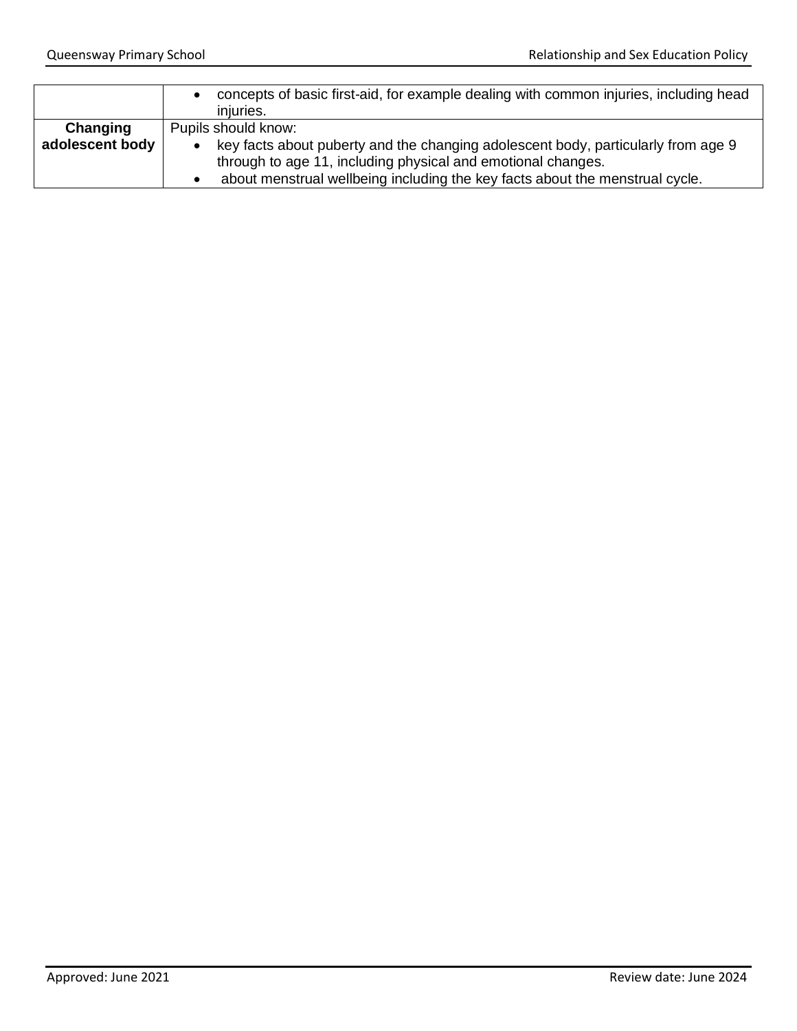| | |
|---|---|
| | • concepts of basic first-aid, for example dealing with common injuries, including head injuries. |
| **Changing adolescent body** | Pupils should know:<br>• key facts about puberty and the changing adolescent body, particularly from age 9 through to age 11, including physical and emotional changes.<br>• about menstrual wellbeing including the key facts about the menstrual cycle. |